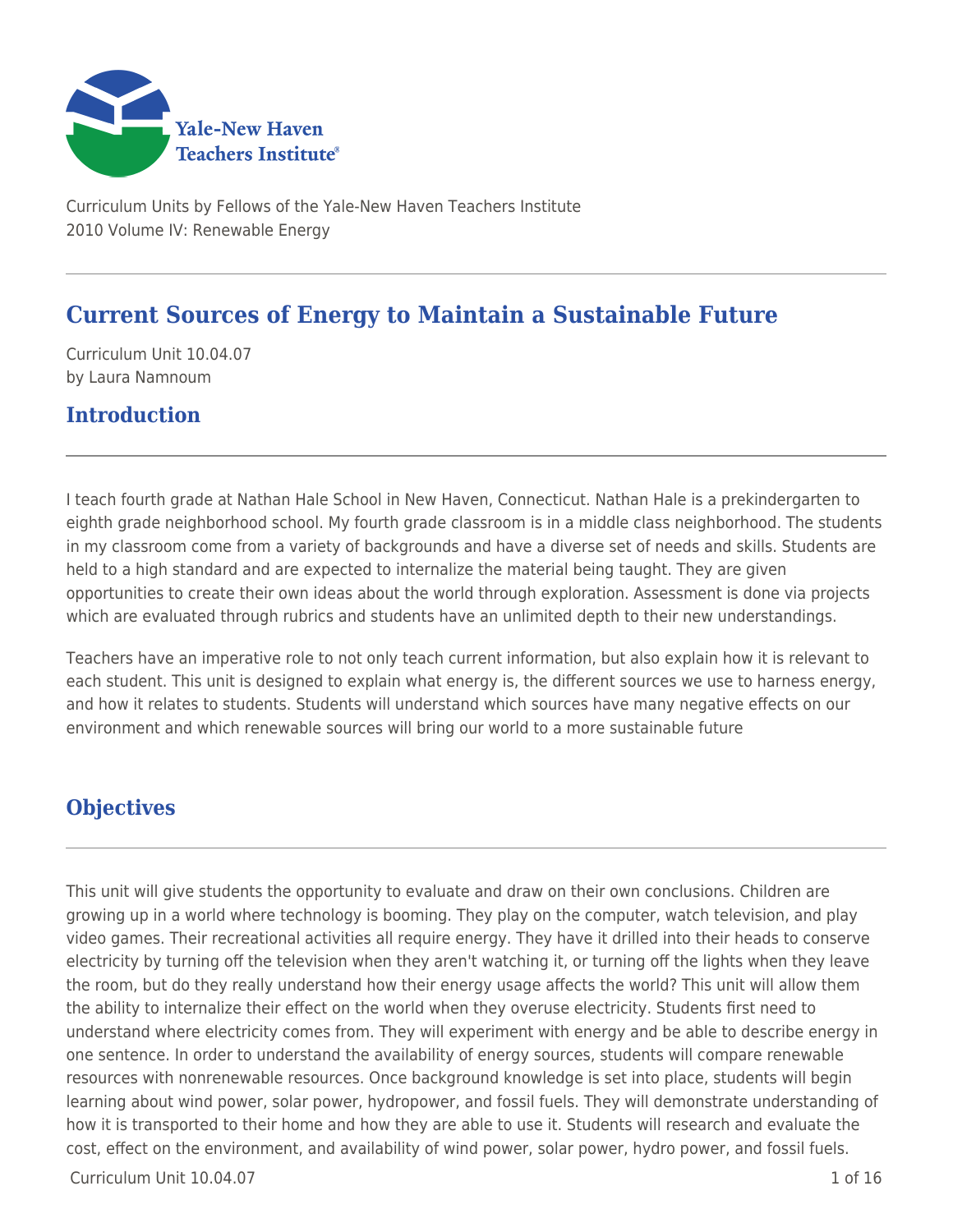Curriculum Units by Fellows of the Yale-New Haven Teachers Institute
2010 Volume IV: Renewable Energy

# Current Sources of Energy to Maintain a Sustainable Future

Curriculum Unit 10.04.07
by Laura Namnoum

## Introduction

I teach fourth grade at Nathan Hale School in New Haven, Connecticut. Nathan Hale is a prekindergarten to eighth grade neighborhood school. My fourth grade classroom is in a middle class neighborhood. The students in my classroom come from a variety of backgrounds and have a diverse set of needs and skills. Students are held to a high standard and are expected to internalize the material being taught. They are given opportunities to create their own ideas about the world through exploration. Assessment is done via projects which are evaluated through rubrics and students have an unlimited depth to their new understandings.

Teachers have an imperative role to not only teach current information, but also explain how it is relevant to each student. This unit is designed to explain what energy is, the different sources we use to harness energy, and how it relates to students. Students will understand which sources have many negative effects on our environment and which renewable sources will bring our world to a more sustainable future

## Objectives

This unit will give students the opportunity to evaluate and draw on their own conclusions. Children are growing up in a world where technology is booming. They play on the computer, watch television, and play video games. Their recreational activities all require energy. They have it drilled into their heads to conserve electricity by turning off the television when they aren't watching it, or turning off the lights when they leave the room, but do they really understand how their energy usage affects the world? This unit will allow them the ability to internalize their effect on the world when they overuse electricity. Students first need to understand where electricity comes from. They will experiment with energy and be able to describe energy in one sentence. In order to understand the availability of energy sources, students will compare renewable resources with nonrenewable resources. Once background knowledge is set into place, students will begin learning about wind power, solar power, hydropower, and fossil fuels. They will demonstrate understanding of how it is transported to their home and how they are able to use it. Students will research and evaluate the cost, effect on the environment, and availability of wind power, solar power, hydro power, and fossil fuels.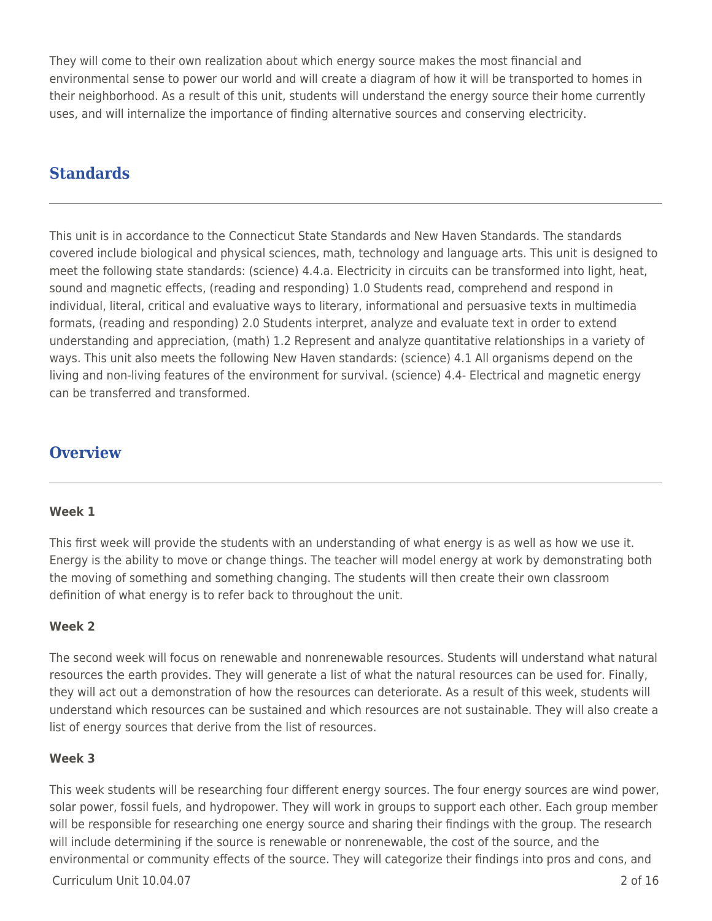They will come to their own realization about which energy source makes the most financial and environmental sense to power our world and will create a diagram of how it will be transported to homes in their neighborhood. As a result of this unit, students will understand the energy source their home currently uses, and will internalize the importance of finding alternative sources and conserving electricity.

## Standards

This unit is in accordance to the Connecticut State Standards and New Haven Standards. The standards covered include biological and physical sciences, math, technology and language arts. This unit is designed to meet the following state standards: (science) 4.4.a. Electricity in circuits can be transformed into light, heat, sound and magnetic effects, (reading and responding) 1.0 Students read, comprehend and respond in individual, literal, critical and evaluative ways to literary, informational and persuasive texts in multimedia formats, (reading and responding) 2.0 Students interpret, analyze and evaluate text in order to extend understanding and appreciation, (math) 1.2 Represent and analyze quantitative relationships in a variety of ways. This unit also meets the following New Haven standards: (science) 4.1 All organisms depend on the living and non-living features of the environment for survival. (science) 4.4- Electrical and magnetic energy can be transferred and transformed.

## Overview

**Week 1**

This first week will provide the students with an understanding of what energy is as well as how we use it. Energy is the ability to move or change things. The teacher will model energy at work by demonstrating both the moving of something and something changing. The students will then create their own classroom definition of what energy is to refer back to throughout the unit.

**Week 2**

The second week will focus on renewable and nonrenewable resources. Students will understand what natural resources the earth provides. They will generate a list of what the natural resources can be used for. Finally, they will act out a demonstration of how the resources can deteriorate. As a result of this week, students will understand which resources can be sustained and which resources are not sustainable. They will also create a list of energy sources that derive from the list of resources.

**Week 3**

This week students will be researching four different energy sources. The four energy sources are wind power, solar power, fossil fuels, and hydropower. They will work in groups to support each other. Each group member will be responsible for researching one energy source and sharing their findings with the group. The research will include determining if the source is renewable or nonrenewable, the cost of the source, and the environmental or community effects of the source. They will categorize their findings into pros and cons, and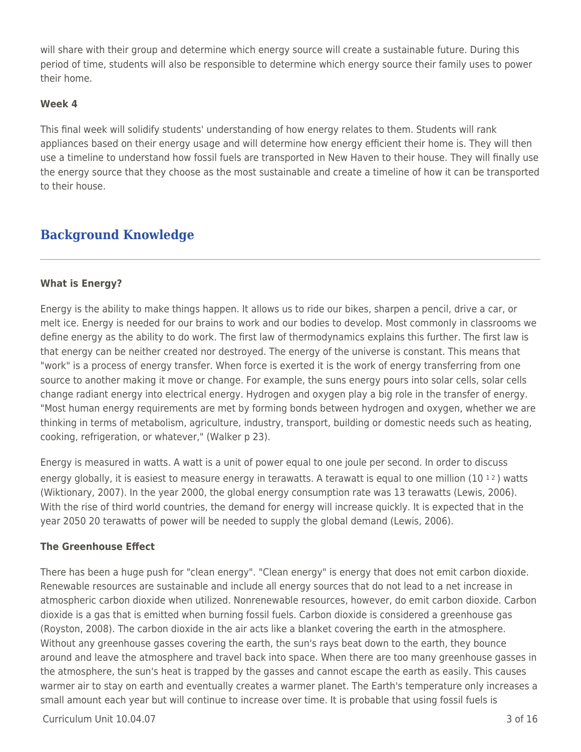will share with their group and determine which energy source will create a sustainable future. During this period of time, students will also be responsible to determine which energy source their family uses to power their home.

**Week 4**

This final week will solidify students' understanding of how energy relates to them. Students will rank appliances based on their energy usage and will determine how energy efficient their home is. They will then use a timeline to understand how fossil fuels are transported in New Haven to their house. They will finally use the energy source that they choose as the most sustainable and create a timeline of how it can be transported to their house.

## Background Knowledge

**What is Energy?**

Energy is the ability to make things happen. It allows us to ride our bikes, sharpen a pencil, drive a car, or melt ice. Energy is needed for our brains to work and our bodies to develop. Most commonly in classrooms we define energy as the ability to do work. The first law of thermodynamics explains this further. The first law is that energy can be neither created nor destroyed. The energy of the universe is constant. This means that "work" is a process of energy transfer. When force is exerted it is the work of energy transferring from one source to another making it move or change. For example, the suns energy pours into solar cells, solar cells change radiant energy into electrical energy. Hydrogen and oxygen play a big role in the transfer of energy. "Most human energy requirements are met by forming bonds between hydrogen and oxygen, whether we are thinking in terms of metabolism, agriculture, industry, transport, building or domestic needs such as heating, cooking, refrigeration, or whatever," (Walker p 23).

Energy is measured in watts. A watt is a unit of power equal to one joule per second. In order to discuss energy globally, it is easiest to measure energy in terawatts. A terawatt is equal to one million ($10^{12}$) watts (Wiktionary, 2007). In the year 2000, the global energy consumption rate was 13 terawatts (Lewis, 2006). With the rise of third world countries, the demand for energy will increase quickly. It is expected that in the year 2050 20 terawatts of power will be needed to supply the global demand (Lewis, 2006).

**The Greenhouse Effect**

There has been a huge push for "clean energy". "Clean energy" is energy that does not emit carbon dioxide. Renewable resources are sustainable and include all energy sources that do not lead to a net increase in atmospheric carbon dioxide when utilized. Nonrenewable resources, however, do emit carbon dioxide. Carbon dioxide is a gas that is emitted when burning fossil fuels. Carbon dioxide is considered a greenhouse gas (Royston, 2008). The carbon dioxide in the air acts like a blanket covering the earth in the atmosphere. Without any greenhouse gasses covering the earth, the sun's rays beat down to the earth, they bounce around and leave the atmosphere and travel back into space. When there are too many greenhouse gasses in the atmosphere, the sun's heat is trapped by the gasses and cannot escape the earth as easily. This causes warmer air to stay on earth and eventually creates a warmer planet. The Earth's temperature only increases a small amount each year but will continue to increase over time. It is probable that using fossil fuels is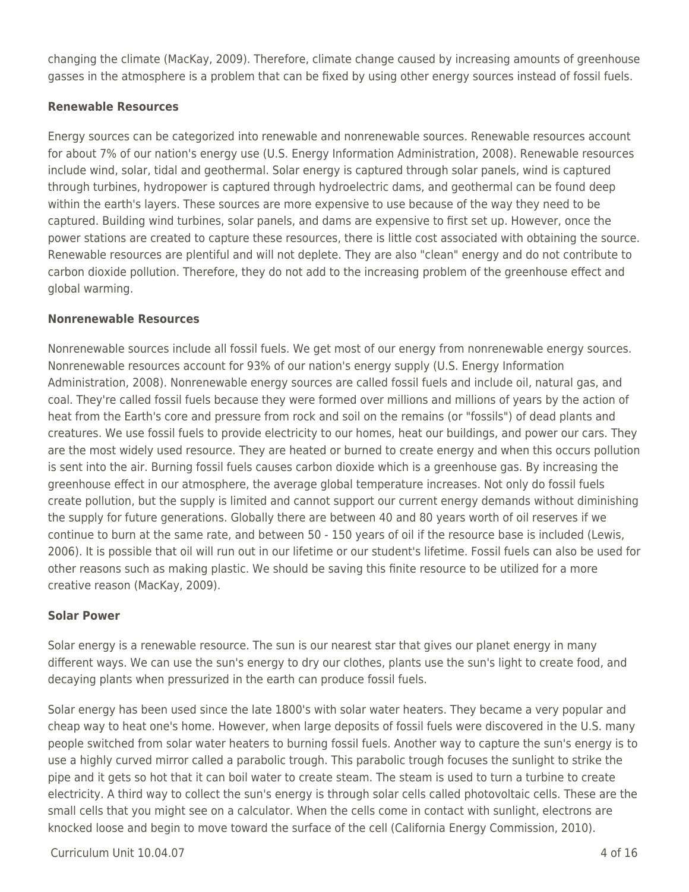changing the climate (MacKay, 2009). Therefore, climate change caused by increasing amounts of greenhouse gasses in the atmosphere is a problem that can be fixed by using other energy sources instead of fossil fuels.

**Renewable Resources**

Energy sources can be categorized into renewable and nonrenewable sources. Renewable resources account for about 7% of our nation's energy use (U.S. Energy Information Administration, 2008). Renewable resources include wind, solar, tidal and geothermal. Solar energy is captured through solar panels, wind is captured through turbines, hydropower is captured through hydroelectric dams, and geothermal can be found deep within the earth's layers. These sources are more expensive to use because of the way they need to be captured. Building wind turbines, solar panels, and dams are expensive to first set up. However, once the power stations are created to capture these resources, there is little cost associated with obtaining the source. Renewable resources are plentiful and will not deplete. They are also "clean" energy and do not contribute to carbon dioxide pollution. Therefore, they do not add to the increasing problem of the greenhouse effect and global warming.

**Nonrenewable Resources**

Nonrenewable sources include all fossil fuels. We get most of our energy from nonrenewable energy sources. Nonrenewable resources account for 93% of our nation's energy supply (U.S. Energy Information Administration, 2008). Nonrenewable energy sources are called fossil fuels and include oil, natural gas, and coal. They're called fossil fuels because they were formed over millions and millions of years by the action of heat from the Earth's core and pressure from rock and soil on the remains (or "fossils") of dead plants and creatures. We use fossil fuels to provide electricity to our homes, heat our buildings, and power our cars. They are the most widely used resource. They are heated or burned to create energy and when this occurs pollution is sent into the air. Burning fossil fuels causes carbon dioxide which is a greenhouse gas. By increasing the greenhouse effect in our atmosphere, the average global temperature increases. Not only do fossil fuels create pollution, but the supply is limited and cannot support our current energy demands without diminishing the supply for future generations. Globally there are between 40 and 80 years worth of oil reserves if we continue to burn at the same rate, and between 50 - 150 years of oil if the resource base is included (Lewis, 2006). It is possible that oil will run out in our lifetime or our student's lifetime. Fossil fuels can also be used for other reasons such as making plastic. We should be saving this finite resource to be utilized for a more creative reason (MacKay, 2009).

**Solar Power**

Solar energy is a renewable resource. The sun is our nearest star that gives our planet energy in many different ways. We can use the sun's energy to dry our clothes, plants use the sun's light to create food, and decaying plants when pressurized in the earth can produce fossil fuels.

Solar energy has been used since the late 1800's with solar water heaters. They became a very popular and cheap way to heat one's home. However, when large deposits of fossil fuels were discovered in the U.S. many people switched from solar water heaters to burning fossil fuels. Another way to capture the sun's energy is to use a highly curved mirror called a parabolic trough. This parabolic trough focuses the sunlight to strike the pipe and it gets so hot that it can boil water to create steam. The steam is used to turn a turbine to create electricity. A third way to collect the sun's energy is through solar cells called photovoltaic cells. These are the small cells that you might see on a calculator. When the cells come in contact with sunlight, electrons are knocked loose and begin to move toward the surface of the cell (California Energy Commission, 2010).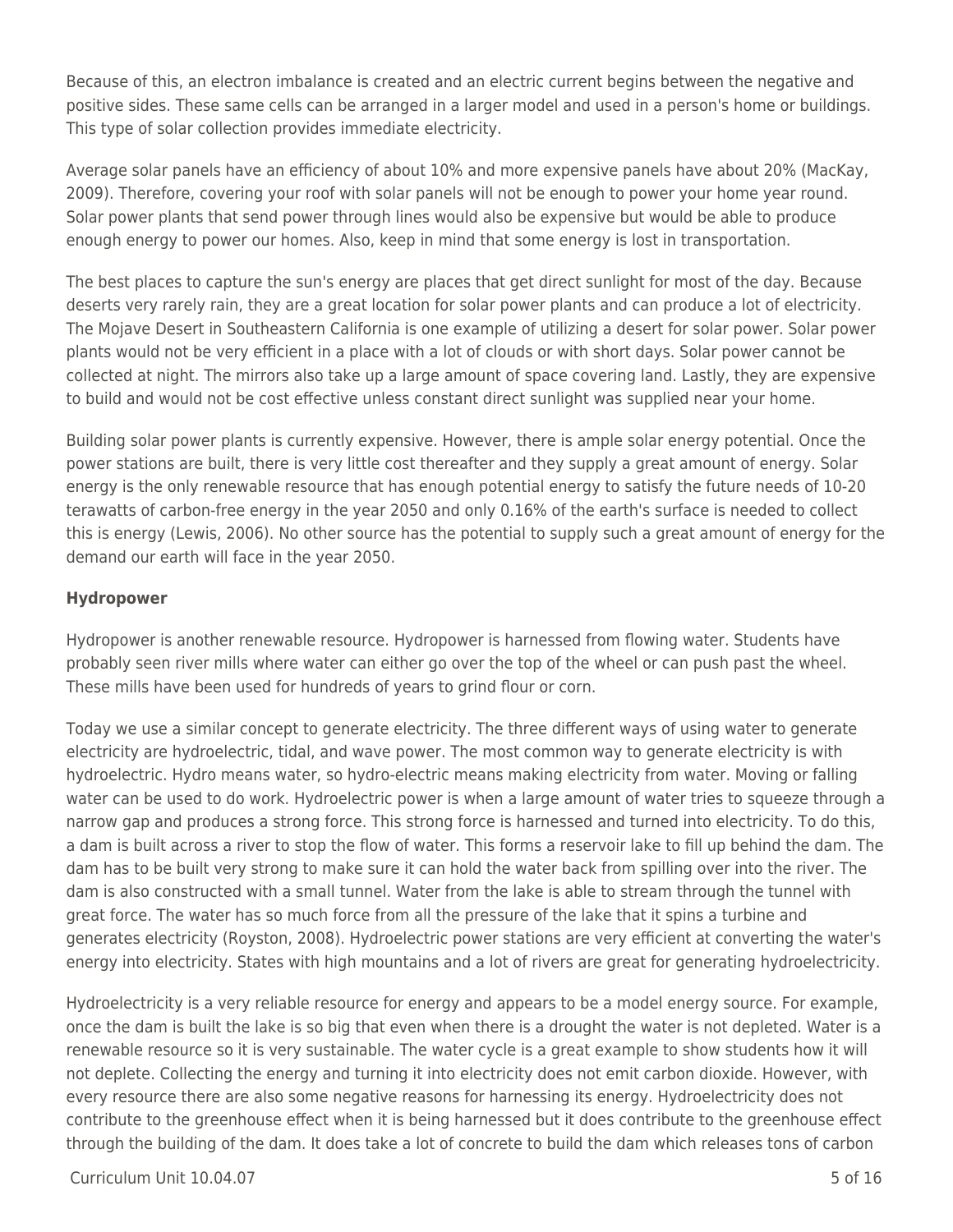Because of this, an electron imbalance is created and an electric current begins between the negative and positive sides. These same cells can be arranged in a larger model and used in a person's home or buildings. This type of solar collection provides immediate electricity.

Average solar panels have an efficiency of about 10% and more expensive panels have about 20% (MacKay, 2009). Therefore, covering your roof with solar panels will not be enough to power your home year round. Solar power plants that send power through lines would also be expensive but would be able to produce enough energy to power our homes. Also, keep in mind that some energy is lost in transportation.

The best places to capture the sun's energy are places that get direct sunlight for most of the day. Because deserts very rarely rain, they are a great location for solar power plants and can produce a lot of electricity. The Mojave Desert in Southeastern California is one example of utilizing a desert for solar power. Solar power plants would not be very efficient in a place with a lot of clouds or with short days. Solar power cannot be collected at night. The mirrors also take up a large amount of space covering land. Lastly, they are expensive to build and would not be cost effective unless constant direct sunlight was supplied near your home.

Building solar power plants is currently expensive. However, there is ample solar energy potential. Once the power stations are built, there is very little cost thereafter and they supply a great amount of energy. Solar energy is the only renewable resource that has enough potential energy to satisfy the future needs of 10-20 terawatts of carbon-free energy in the year 2050 and only 0.16% of the earth's surface is needed to collect this is energy (Lewis, 2006). No other source has the potential to supply such a great amount of energy for the demand our earth will face in the year 2050.

**Hydropower**

Hydropower is another renewable resource. Hydropower is harnessed from flowing water. Students have probably seen river mills where water can either go over the top of the wheel or can push past the wheel. These mills have been used for hundreds of years to grind flour or corn.

Today we use a similar concept to generate electricity. The three different ways of using water to generate electricity are hydroelectric, tidal, and wave power. The most common way to generate electricity is with hydroelectric. Hydro means water, so hydro-electric means making electricity from water. Moving or falling water can be used to do work. Hydroelectric power is when a large amount of water tries to squeeze through a narrow gap and produces a strong force. This strong force is harnessed and turned into electricity. To do this, a dam is built across a river to stop the flow of water. This forms a reservoir lake to fill up behind the dam. The dam has to be built very strong to make sure it can hold the water back from spilling over into the river. The dam is also constructed with a small tunnel. Water from the lake is able to stream through the tunnel with great force. The water has so much force from all the pressure of the lake that it spins a turbine and generates electricity (Royston, 2008). Hydroelectric power stations are very efficient at converting the water's energy into electricity. States with high mountains and a lot of rivers are great for generating hydroelectricity.

Hydroelectricity is a very reliable resource for energy and appears to be a model energy source. For example, once the dam is built the lake is so big that even when there is a drought the water is not depleted. Water is a renewable resource so it is very sustainable. The water cycle is a great example to show students how it will not deplete. Collecting the energy and turning it into electricity does not emit carbon dioxide. However, with every resource there are also some negative reasons for harnessing its energy. Hydroelectricity does not contribute to the greenhouse effect when it is being harnessed but it does contribute to the greenhouse effect through the building of the dam. It does take a lot of concrete to build the dam which releases tons of carbon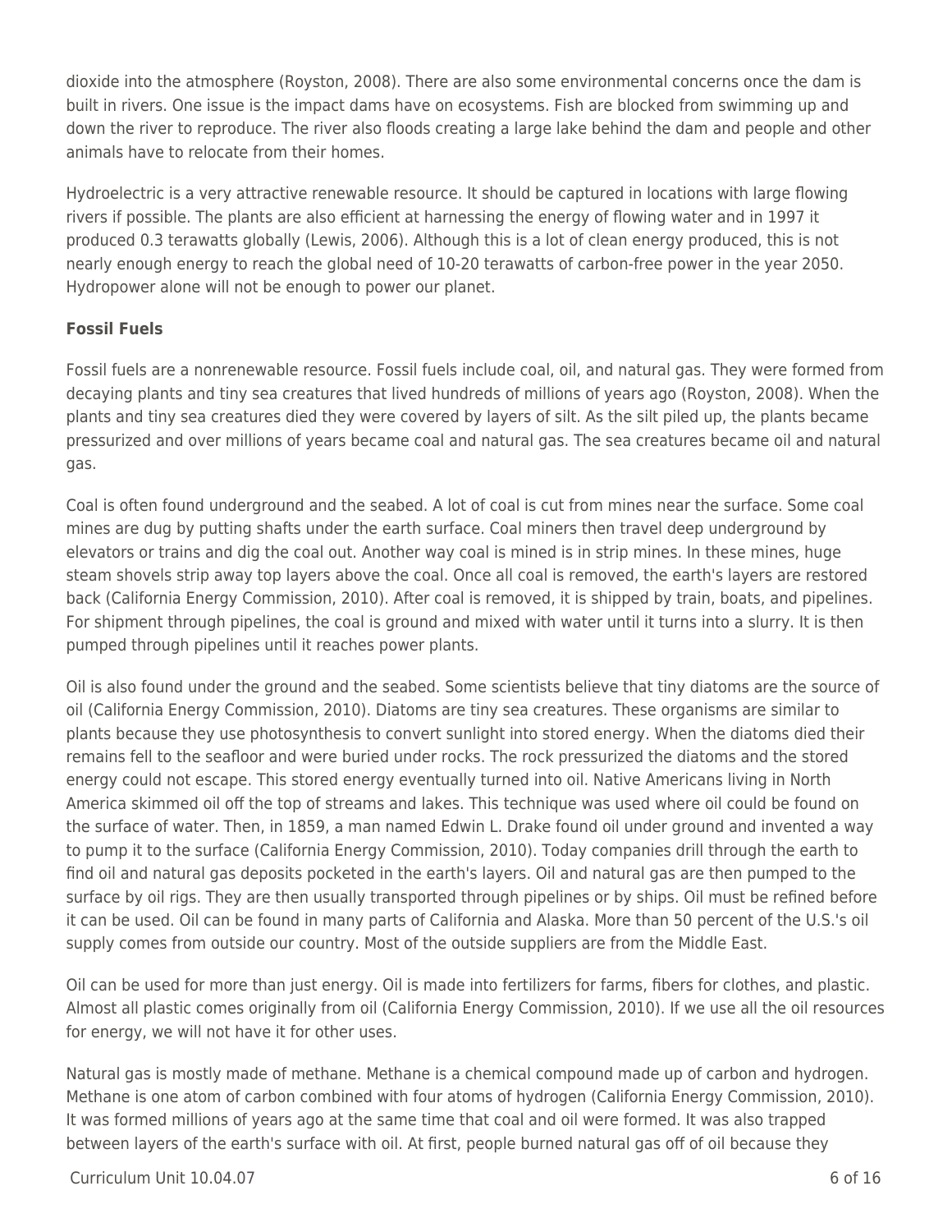dioxide into the atmosphere (Royston, 2008). There are also some environmental concerns once the dam is built in rivers. One issue is the impact dams have on ecosystems. Fish are blocked from swimming up and down the river to reproduce. The river also floods creating a large lake behind the dam and people and other animals have to relocate from their homes.

Hydroelectric is a very attractive renewable resource. It should be captured in locations with large flowing rivers if possible. The plants are also efficient at harnessing the energy of flowing water and in 1997 it produced 0.3 terawatts globally (Lewis, 2006). Although this is a lot of clean energy produced, this is not nearly enough energy to reach the global need of 10-20 terawatts of carbon-free power in the year 2050. Hydropower alone will not be enough to power our planet.

**Fossil Fuels**

Fossil fuels are a nonrenewable resource. Fossil fuels include coal, oil, and natural gas. They were formed from decaying plants and tiny sea creatures that lived hundreds of millions of years ago (Royston, 2008). When the plants and tiny sea creatures died they were covered by layers of silt. As the silt piled up, the plants became pressurized and over millions of years became coal and natural gas. The sea creatures became oil and natural gas.

Coal is often found underground and the seabed. A lot of coal is cut from mines near the surface. Some coal mines are dug by putting shafts under the earth surface. Coal miners then travel deep underground by elevators or trains and dig the coal out. Another way coal is mined is in strip mines. In these mines, huge steam shovels strip away top layers above the coal. Once all coal is removed, the earth's layers are restored back (California Energy Commission, 2010). After coal is removed, it is shipped by train, boats, and pipelines. For shipment through pipelines, the coal is ground and mixed with water until it turns into a slurry. It is then pumped through pipelines until it reaches power plants.

Oil is also found under the ground and the seabed. Some scientists believe that tiny diatoms are the source of oil (California Energy Commission, 2010). Diatoms are tiny sea creatures. These organisms are similar to plants because they use photosynthesis to convert sunlight into stored energy. When the diatoms died their remains fell to the seafloor and were buried under rocks. The rock pressurized the diatoms and the stored energy could not escape. This stored energy eventually turned into oil. Native Americans living in North America skimmed oil off the top of streams and lakes. This technique was used where oil could be found on the surface of water. Then, in 1859, a man named Edwin L. Drake found oil under ground and invented a way to pump it to the surface (California Energy Commission, 2010). Today companies drill through the earth to find oil and natural gas deposits pocketed in the earth's layers. Oil and natural gas are then pumped to the surface by oil rigs. They are then usually transported through pipelines or by ships. Oil must be refined before it can be used. Oil can be found in many parts of California and Alaska. More than 50 percent of the U.S.'s oil supply comes from outside our country. Most of the outside suppliers are from the Middle East.

Oil can be used for more than just energy. Oil is made into fertilizers for farms, fibers for clothes, and plastic. Almost all plastic comes originally from oil (California Energy Commission, 2010). If we use all the oil resources for energy, we will not have it for other uses.

Natural gas is mostly made of methane. Methane is a chemical compound made up of carbon and hydrogen. Methane is one atom of carbon combined with four atoms of hydrogen (California Energy Commission, 2010). It was formed millions of years ago at the same time that coal and oil were formed. It was also trapped between layers of the earth's surface with oil. At first, people burned natural gas off of oil because they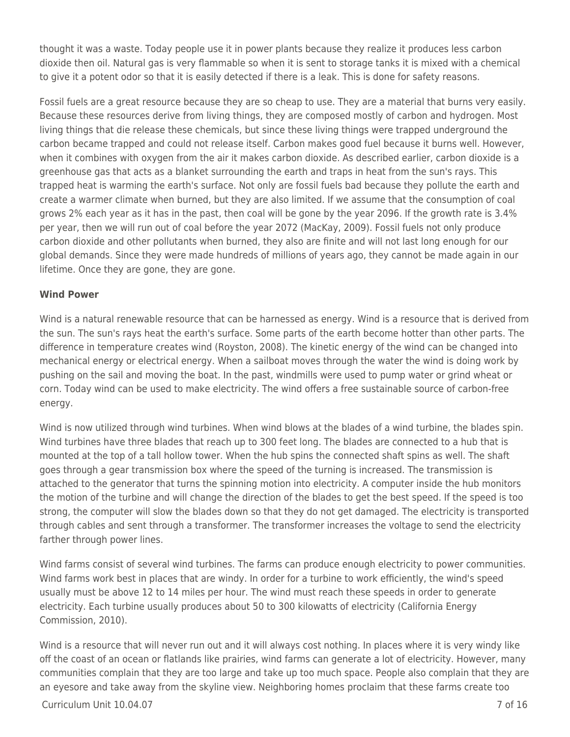thought it was a waste. Today people use it in power plants because they realize it produces less carbon dioxide then oil. Natural gas is very flammable so when it is sent to storage tanks it is mixed with a chemical to give it a potent odor so that it is easily detected if there is a leak. This is done for safety reasons.

Fossil fuels are a great resource because they are so cheap to use. They are a material that burns very easily. Because these resources derive from living things, they are composed mostly of carbon and hydrogen. Most living things that die release these chemicals, but since these living things were trapped underground the carbon became trapped and could not release itself. Carbon makes good fuel because it burns well. However, when it combines with oxygen from the air it makes carbon dioxide. As described earlier, carbon dioxide is a greenhouse gas that acts as a blanket surrounding the earth and traps in heat from the sun's rays. This trapped heat is warming the earth's surface. Not only are fossil fuels bad because they pollute the earth and create a warmer climate when burned, but they are also limited. If we assume that the consumption of coal grows 2% each year as it has in the past, then coal will be gone by the year 2096. If the growth rate is 3.4% per year, then we will run out of coal before the year 2072 (MacKay, 2009). Fossil fuels not only produce carbon dioxide and other pollutants when burned, they also are finite and will not last long enough for our global demands. Since they were made hundreds of millions of years ago, they cannot be made again in our lifetime. Once they are gone, they are gone.

**Wind Power**

Wind is a natural renewable resource that can be harnessed as energy. Wind is a resource that is derived from the sun. The sun's rays heat the earth's surface. Some parts of the earth become hotter than other parts. The difference in temperature creates wind (Royston, 2008). The kinetic energy of the wind can be changed into mechanical energy or electrical energy. When a sailboat moves through the water the wind is doing work by pushing on the sail and moving the boat. In the past, windmills were used to pump water or grind wheat or corn. Today wind can be used to make electricity. The wind offers a free sustainable source of carbon-free energy.

Wind is now utilized through wind turbines. When wind blows at the blades of a wind turbine, the blades spin. Wind turbines have three blades that reach up to 300 feet long. The blades are connected to a hub that is mounted at the top of a tall hollow tower. When the hub spins the connected shaft spins as well. The shaft goes through a gear transmission box where the speed of the turning is increased. The transmission is attached to the generator that turns the spinning motion into electricity. A computer inside the hub monitors the motion of the turbine and will change the direction of the blades to get the best speed. If the speed is too strong, the computer will slow the blades down so that they do not get damaged. The electricity is transported through cables and sent through a transformer. The transformer increases the voltage to send the electricity farther through power lines.

Wind farms consist of several wind turbines. The farms can produce enough electricity to power communities. Wind farms work best in places that are windy. In order for a turbine to work efficiently, the wind's speed usually must be above 12 to 14 miles per hour. The wind must reach these speeds in order to generate electricity. Each turbine usually produces about 50 to 300 kilowatts of electricity (California Energy Commission, 2010).

Wind is a resource that will never run out and it will always cost nothing. In places where it is very windy like off the coast of an ocean or flatlands like prairies, wind farms can generate a lot of electricity. However, many communities complain that they are too large and take up too much space. People also complain that they are an eyesore and take away from the skyline view. Neighboring homes proclaim that these farms create too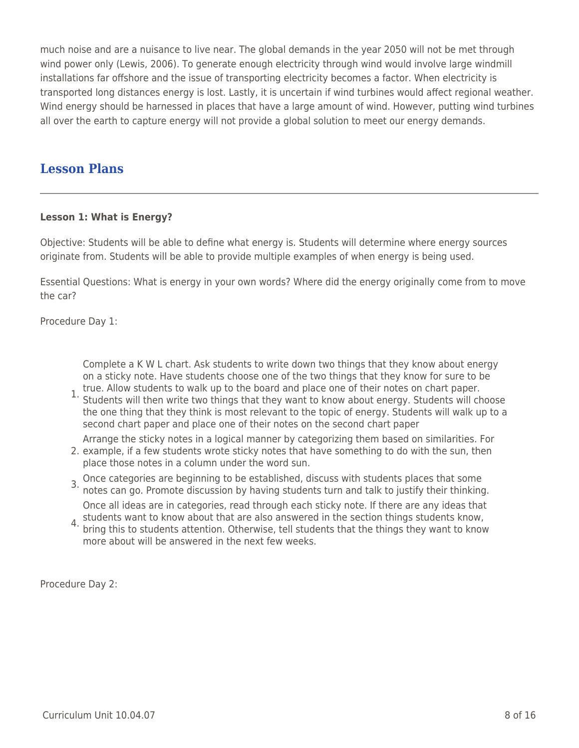much noise and are a nuisance to live near. The global demands in the year 2050 will not be met through wind power only (Lewis, 2006). To generate enough electricity through wind would involve large windmill installations far offshore and the issue of transporting electricity becomes a factor. When electricity is transported long distances energy is lost. Lastly, it is uncertain if wind turbines would affect regional weather. Wind energy should be harnessed in places that have a large amount of wind. However, putting wind turbines all over the earth to capture energy will not provide a global solution to meet our energy demands.

## Lesson Plans

**Lesson 1: What is Energy?**

Objective: Students will be able to define what energy is. Students will determine where energy sources originate from. Students will be able to provide multiple examples of when energy is being used.

Essential Questions: What is energy in your own words? Where did the energy originally come from to move the car?

Procedure Day 1:

1. Complete a K W L chart. Ask students to write down two things that they know about energy on a sticky note. Have students choose one of the two things that they know for sure to be true. Allow students to walk up to the board and place one of their notes on chart paper. Students will then write two things that they want to know about energy. Students will choose the one thing that they think is most relevant to the topic of energy. Students will walk up to a second chart paper and place one of their notes on the second chart paper
2. Arrange the sticky notes in a logical manner by categorizing them based on similarities. For example, if a few students wrote sticky notes that have something to do with the sun, then place those notes in a column under the word sun.
3. Once categories are beginning to be established, discuss with students places that some notes can go. Promote discussion by having students turn and talk to justify their thinking.
4. Once all ideas are in categories, read through each sticky note. If there are any ideas that students want to know about that are also answered in the section things students know, bring this to students attention. Otherwise, tell students that the things they want to know more about will be answered in the next few weeks.

Procedure Day 2: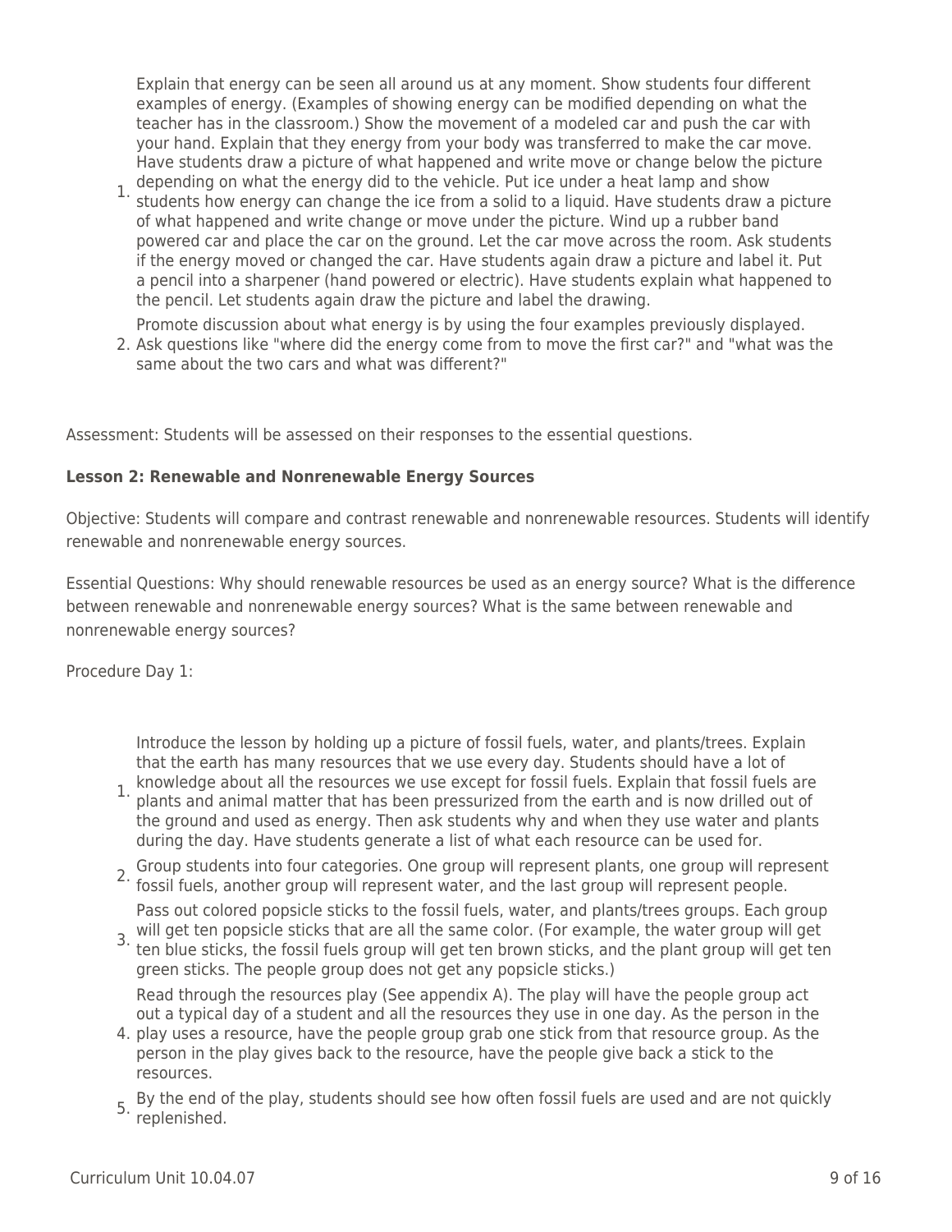1. Explain that energy can be seen all around us at any moment. Show students four different examples of energy. (Examples of showing energy can be modified depending on what the teacher has in the classroom.) Show the movement of a modeled car and push the car with your hand. Explain that they energy from your body was transferred to make the car move. Have students draw a picture of what happened and write move or change below the picture depending on what the energy did to the vehicle. Put ice under a heat lamp and show students how energy can change the ice from a solid to a liquid. Have students draw a picture of what happened and write change or move under the picture. Wind up a rubber band powered car and place the car on the ground. Let the car move across the room. Ask students if the energy moved or changed the car. Have students again draw a picture and label it. Put a pencil into a sharpener (hand powered or electric). Have students explain what happened to the pencil. Let students again draw the picture and label the drawing.
2. Promote discussion about what energy is by using the four examples previously displayed. Ask questions like "where did the energy come from to move the first car?" and "what was the same about the two cars and what was different?"

Assessment: Students will be assessed on their responses to the essential questions.

**Lesson 2: Renewable and Nonrenewable Energy Sources**

Objective: Students will compare and contrast renewable and nonrenewable resources. Students will identify renewable and nonrenewable energy sources.

Essential Questions: Why should renewable resources be used as an energy source? What is the difference between renewable and nonrenewable energy sources? What is the same between renewable and nonrenewable energy sources?

Procedure Day 1:

1. Introduce the lesson by holding up a picture of fossil fuels, water, and plants/trees. Explain that the earth has many resources that we use every day. Students should have a lot of knowledge about all the resources we use except for fossil fuels. Explain that fossil fuels are plants and animal matter that has been pressurized from the earth and is now drilled out of the ground and used as energy. Then ask students why and when they use water and plants during the day. Have students generate a list of what each resource can be used for.
2. Group students into four categories. One group will represent plants, one group will represent fossil fuels, another group will represent water, and the last group will represent people.
3. Pass out colored popsicle sticks to the fossil fuels, water, and plants/trees groups. Each group will get ten popsicle sticks that are all the same color. (For example, the water group will get ten blue sticks, the fossil fuels group will get ten brown sticks, and the plant group will get ten green sticks. The people group does not get any popsicle sticks.)
4. Read through the resources play (See appendix A). The play will have the people group act out a typical day of a student and all the resources they use in one day. As the person in the play uses a resource, have the people group grab one stick from that resource group. As the person in the play gives back to the resource, have the people give back a stick to the resources.
5. By the end of the play, students should see how often fossil fuels are used and are not quickly replenished.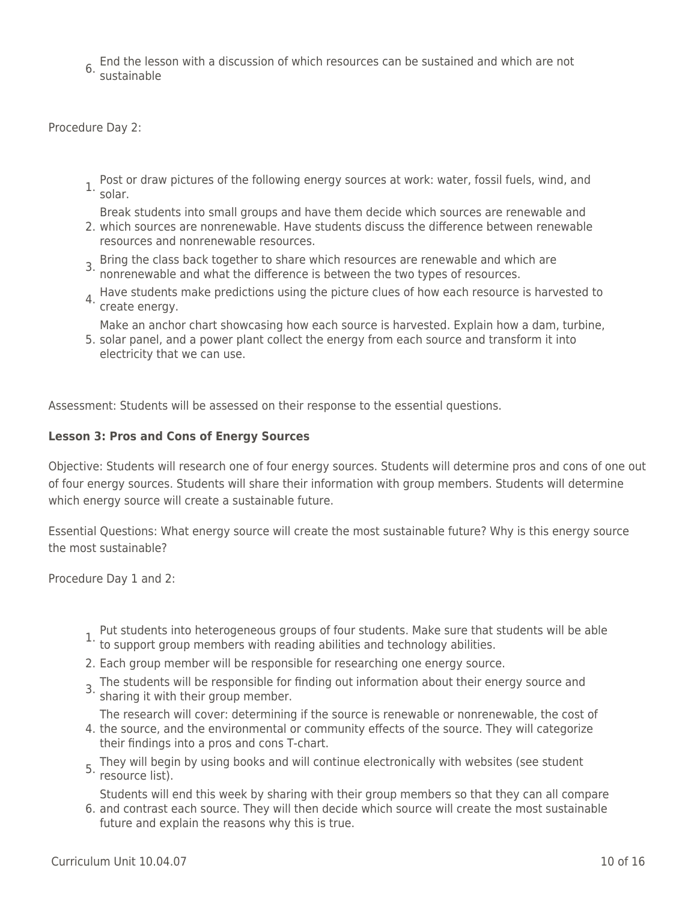6. End the lesson with a discussion of which resources can be sustained and which are not sustainable

Procedure Day 2:

1. Post or draw pictures of the following energy sources at work: water, fossil fuels, wind, and solar.
2. Break students into small groups and have them decide which sources are renewable and which sources are nonrenewable. Have students discuss the difference between renewable resources and nonrenewable resources.
3. Bring the class back together to share which resources are renewable and which are nonrenewable and what the difference is between the two types of resources.
4. Have students make predictions using the picture clues of how each resource is harvested to create energy.
5. Make an anchor chart showcasing how each source is harvested. Explain how a dam, turbine, solar panel, and a power plant collect the energy from each source and transform it into electricity that we can use.

Assessment: Students will be assessed on their response to the essential questions.

**Lesson 3: Pros and Cons of Energy Sources**

Objective: Students will research one of four energy sources. Students will determine pros and cons of one out of four energy sources. Students will share their information with group members. Students will determine which energy source will create a sustainable future.

Essential Questions: What energy source will create the most sustainable future? Why is this energy source the most sustainable?

Procedure Day 1 and 2:

1. Put students into heterogeneous groups of four students. Make sure that students will be able to support group members with reading abilities and technology abilities.
2. Each group member will be responsible for researching one energy source.
3. The students will be responsible for finding out information about their energy source and sharing it with their group member.
4. The research will cover: determining if the source is renewable or nonrenewable, the cost of the source, and the environmental or community effects of the source. They will categorize their findings into a pros and cons T-chart.
5. They will begin by using books and will continue electronically with websites (see student resource list).
6. Students will end this week by sharing with their group members so that they can all compare and contrast each source. They will then decide which source will create the most sustainable future and explain the reasons why this is true.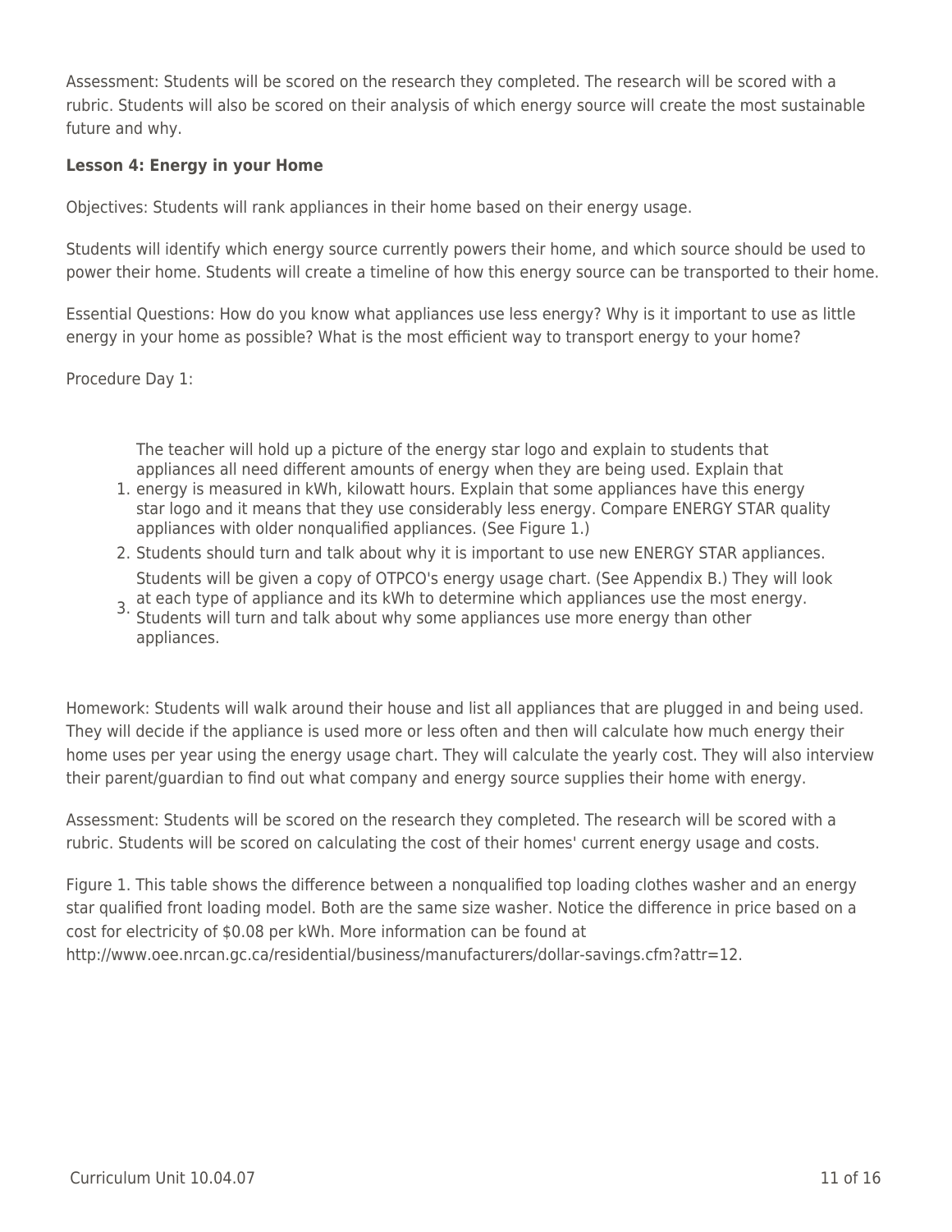Assessment: Students will be scored on the research they completed. The research will be scored with a rubric. Students will also be scored on their analysis of which energy source will create the most sustainable future and why.

**Lesson 4: Energy in your Home**

Objectives: Students will rank appliances in their home based on their energy usage.

Students will identify which energy source currently powers their home, and which source should be used to power their home. Students will create a timeline of how this energy source can be transported to their home.

Essential Questions: How do you know what appliances use less energy? Why is it important to use as little energy in your home as possible? What is the most efficient way to transport energy to your home?

Procedure Day 1:

1. The teacher will hold up a picture of the energy star logo and explain to students that appliances all need different amounts of energy when they are being used. Explain that energy is measured in kWh, kilowatt hours. Explain that some appliances have this energy star logo and it means that they use considerably less energy. Compare ENERGY STAR quality appliances with older nonqualified appliances. (See Figure 1.)
2. Students should turn and talk about why it is important to use new ENERGY STAR appliances.
3. Students will be given a copy of OTPCO's energy usage chart. (See Appendix B.) They will look at each type of appliance and its kWh to determine which appliances use the most energy. Students will turn and talk about why some appliances use more energy than other appliances.

Homework: Students will walk around their house and list all appliances that are plugged in and being used. They will decide if the appliance is used more or less often and then will calculate how much energy their home uses per year using the energy usage chart. They will calculate the yearly cost. They will also interview their parent/guardian to find out what company and energy source supplies their home with energy.

Assessment: Students will be scored on the research they completed. The research will be scored with a rubric. Students will be scored on calculating the cost of their homes' current energy usage and costs.

Figure 1. This table shows the difference between a nonqualified top loading clothes washer and an energy star qualified front loading model. Both are the same size washer. Notice the difference in price based on a cost for electricity of $0.08 per kWh. More information can be found at http://www.oee.nrcan.gc.ca/residential/business/manufacturers/dollar-savings.cfm?attr=12.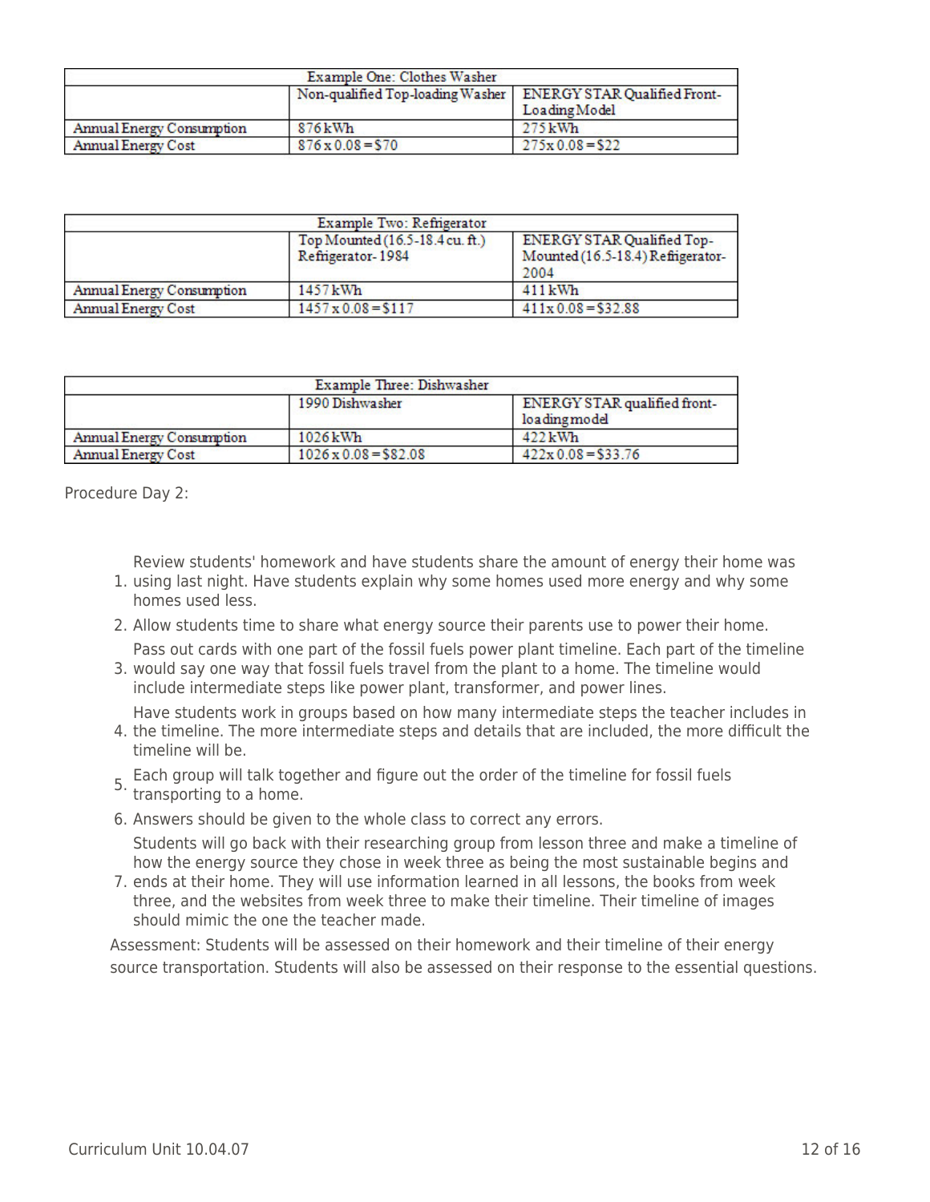| Example One: Clothes Washer | | |
|---|---|---|
| | Non-qualified Top-loading Washer | ENERGY STAR Qualified Front-Loading Model |
| Annual Energy Consumption | 876 kWh | 275 kWh |
| Annual Energy Cost | 876 x 0.08 = $70 | 275x 0.08 = $22 |

| Example Two: Refrigerator | | |
|---|---|---|
| | Top Mounted (16.5-18.4 cu. ft.) Refrigerator- 1984 | ENERGY STAR Qualified Top-Mounted (16.5-18.4) Refrigerator-2004 |
| Annual Energy Consumption | 1457 kWh | 411 kWh |
| Annual Energy Cost | 1457 x 0.08 = $117 | 411x 0.08 = $32.88 |

| Example Three: Dishwasher | | |
|---|---|---|
| | 1990 Dishwasher | ENERGY STAR qualified front-loading model |
| Annual Energy Consumption | 1026 kWh | 422 kWh |
| Annual Energy Cost | 1026 x 0.08 = $82.08 | 422x 0.08 = $33.76 |

Procedure Day 2:

1. Review students' homework and have students share the amount of energy their home was using last night. Have students explain why some homes used more energy and why some homes used less.
2. Allow students time to share what energy source their parents use to power their home.
3. Pass out cards with one part of the fossil fuels power plant timeline. Each part of the timeline would say one way that fossil fuels travel from the plant to a home. The timeline would include intermediate steps like power plant, transformer, and power lines.
4. Have students work in groups based on how many intermediate steps the teacher includes in the timeline. The more intermediate steps and details that are included, the more difficult the timeline will be.
5. Each group will talk together and figure out the order of the timeline for fossil fuels transporting to a home.
6. Answers should be given to the whole class to correct any errors.
7. Students will go back with their researching group from lesson three and make a timeline of how the energy source they chose in week three as being the most sustainable begins and ends at their home. They will use information learned in all lessons, the books from week three, and the websites from week three to make their timeline. Their timeline of images should mimic the one the teacher made.

Assessment: Students will be assessed on their homework and their timeline of their energy source transportation. Students will also be assessed on their response to the essential questions.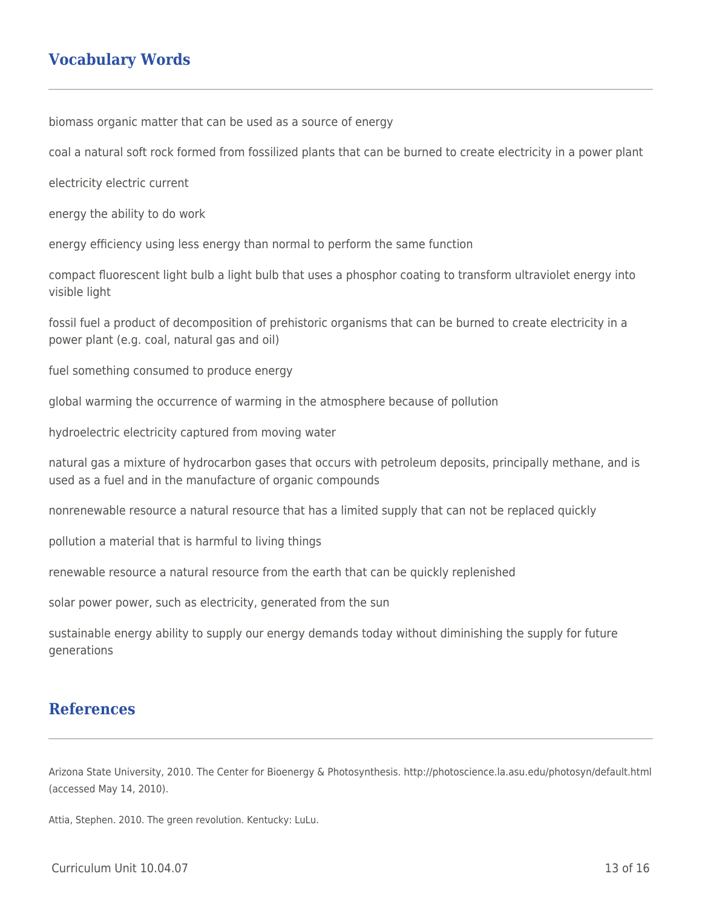## Vocabulary Words

biomass organic matter that can be used as a source of energy

coal a natural soft rock formed from fossilized plants that can be burned to create electricity in a power plant

electricity electric current

energy the ability to do work

energy efficiency using less energy than normal to perform the same function

compact fluorescent light bulb a light bulb that uses a phosphor coating to transform ultraviolet energy into visible light

fossil fuel a product of decomposition of prehistoric organisms that can be burned to create electricity in a power plant (e.g. coal, natural gas and oil)

fuel something consumed to produce energy

global warming the occurrence of warming in the atmosphere because of pollution

hydroelectric electricity captured from moving water

natural gas a mixture of hydrocarbon gases that occurs with petroleum deposits, principally methane, and is used as a fuel and in the manufacture of organic compounds

nonrenewable resource a natural resource that has a limited supply that can not be replaced quickly

pollution a material that is harmful to living things

renewable resource a natural resource from the earth that can be quickly replenished

solar power power, such as electricity, generated from the sun

sustainable energy ability to supply our energy demands today without diminishing the supply for future generations

## References

Arizona State University, 2010. The Center for Bioenergy & Photosynthesis. http://photoscience.la.asu.edu/photosyn/default.html (accessed May 14, 2010).

Attia, Stephen. 2010. The green revolution. Kentucky: LuLu.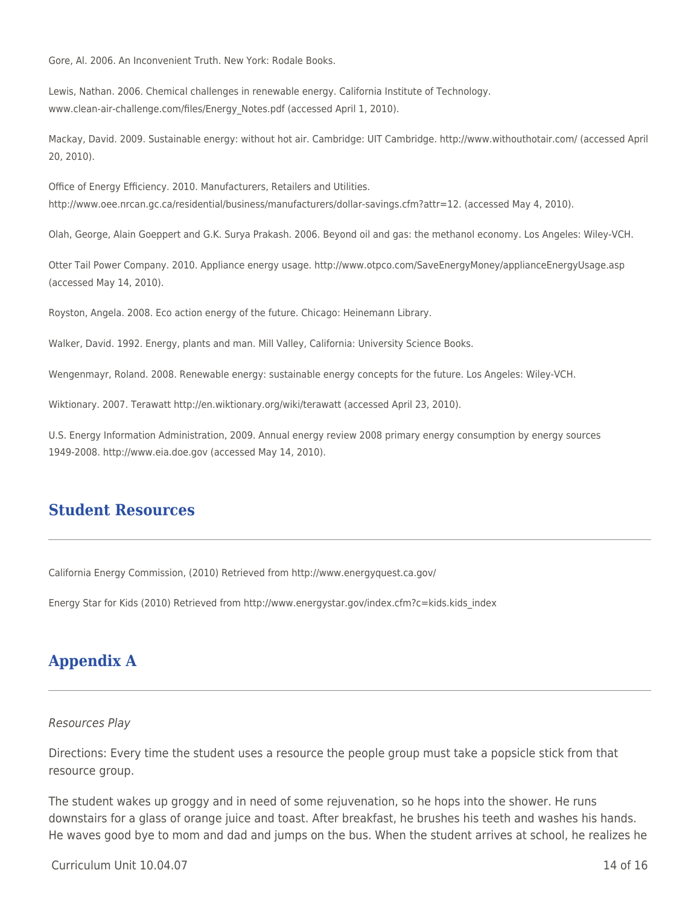Gore, Al. 2006. An Inconvenient Truth. New York: Rodale Books.

Lewis, Nathan. 2006. Chemical challenges in renewable energy. California Institute of Technology. www.clean-air-challenge.com/files/Energy_Notes.pdf (accessed April 1, 2010).

Mackay, David. 2009. Sustainable energy: without hot air. Cambridge: UIT Cambridge. http://www.withouthotair.com/ (accessed April 20, 2010).

Office of Energy Efficiency. 2010. Manufacturers, Retailers and Utilities. http://www.oee.nrcan.gc.ca/residential/business/manufacturers/dollar-savings.cfm?attr=12. (accessed May 4, 2010).

Olah, George, Alain Goeppert and G.K. Surya Prakash. 2006. Beyond oil and gas: the methanol economy. Los Angeles: Wiley-VCH.

Otter Tail Power Company. 2010. Appliance energy usage. http://www.otpco.com/SaveEnergyMoney/applianceEnergyUsage.asp (accessed May 14, 2010).

Royston, Angela. 2008. Eco action energy of the future. Chicago: Heinemann Library.

Walker, David. 1992. Energy, plants and man. Mill Valley, California: University Science Books.

Wengenmayr, Roland. 2008. Renewable energy: sustainable energy concepts for the future. Los Angeles: Wiley-VCH.

Wiktionary. 2007. Terawatt http://en.wiktionary.org/wiki/terawatt (accessed April 23, 2010).

U.S. Energy Information Administration, 2009. Annual energy review 2008 primary energy consumption by energy sources 1949-2008. http://www.eia.doe.gov (accessed May 14, 2010).

## Student Resources

California Energy Commission, (2010) Retrieved from http://www.energyquest.ca.gov/

Energy Star for Kids (2010) Retrieved from http://www.energystar.gov/index.cfm?c=kids.kids_index

## Appendix A

*Resources Play*

Directions: Every time the student uses a resource the people group must take a popsicle stick from that resource group.

The student wakes up groggy and in need of some rejuvenation, so he hops into the shower. He runs downstairs for a glass of orange juice and toast. After breakfast, he brushes his teeth and washes his hands. He waves good bye to mom and dad and jumps on the bus. When the student arrives at school, he realizes he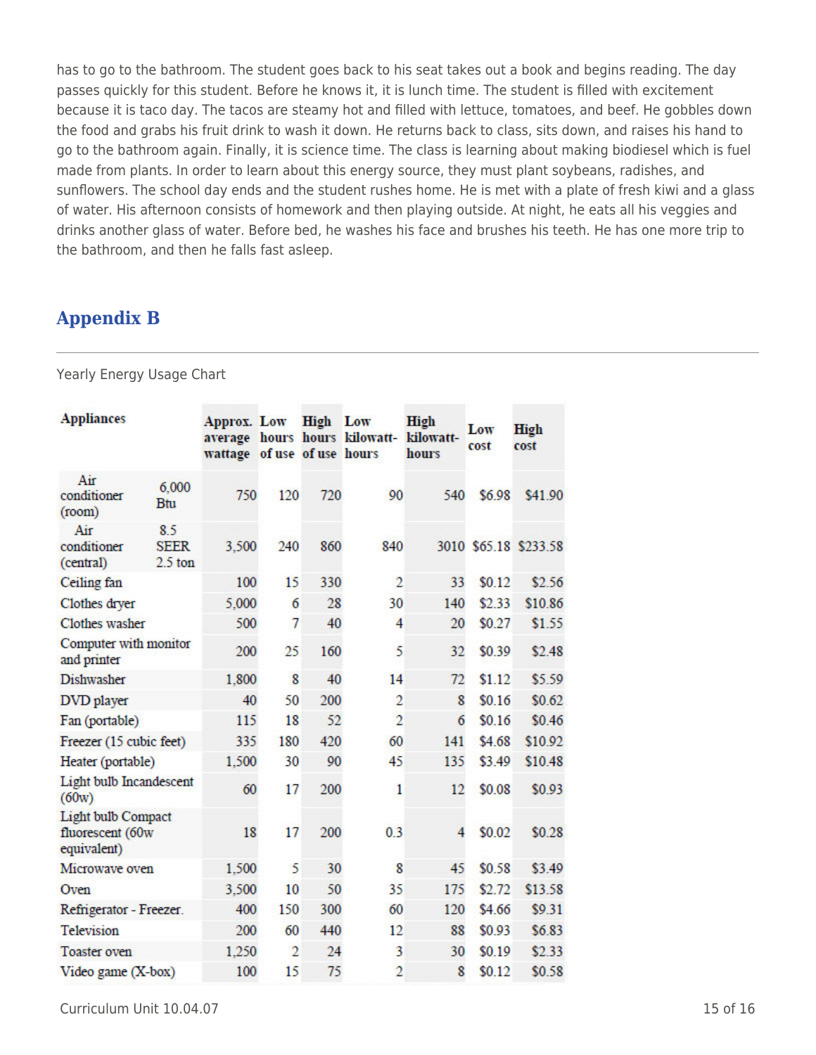has to go to the bathroom. The student goes back to his seat takes out a book and begins reading. The day passes quickly for this student. Before he knows it, it is lunch time. The student is filled with excitement because it is taco day. The tacos are steamy hot and filled with lettuce, tomatoes, and beef. He gobbles down the food and grabs his fruit drink to wash it down. He returns back to class, sits down, and raises his hand to go to the bathroom again. Finally, it is science time. The class is learning about making biodiesel which is fuel made from plants. In order to learn about this energy source, they must plant soybeans, radishes, and sunflowers. The school day ends and the student rushes home. He is met with a plate of fresh kiwi and a glass of water. His afternoon consists of homework and then playing outside. At night, he eats all his veggies and drinks another glass of water. Before bed, he washes his face and brushes his teeth. He has one more trip to the bathroom, and then he falls fast asleep.

## Appendix B

Yearly Energy Usage Chart

| Appliances | | Approx. average wattage | Low hours of use | High hours of use | Low kilowatt-hours | High kilowatt-hours | Low cost | High cost |
|---|---|---|---|---|---|---|---|---|
| Air conditioner (room) | 6,000 Btu | 750 | 120 | 720 | 90 | 540 | $6.98 | $41.90 |
| Air conditioner (central) | 8.5 SEER 2.5 ton | 3,500 | 240 | 860 | 840 | 3010 | $65.18 | $233.58 |
| Ceiling fan | | 100 | 15 | 330 | 2 | 33 | $0.12 | $2.56 |
| Clothes dryer | | 5,000 | 6 | 28 | 30 | 140 | $2.33 | $10.86 |
| Clothes washer | | 500 | 7 | 40 | 4 | 20 | $0.27 | $1.55 |
| Computer with monitor and printer | | 200 | 25 | 160 | 5 | 32 | $0.39 | $2.48 |
| Dishwasher | | 1,800 | 8 | 40 | 14 | 72 | $1.12 | $5.59 |
| DVD player | | 40 | 50 | 200 | 2 | 8 | $0.16 | $0.62 |
| Fan (portable) | | 115 | 18 | 52 | 2 | 6 | $0.16 | $0.46 |
| Freezer (15 cubic feet) | | 335 | 180 | 420 | 60 | 141 | $4.68 | $10.92 |
| Heater (portable) | | 1,500 | 30 | 90 | 45 | 135 | $3.49 | $10.48 |
| Light bulb Incandescent (60w) | | 60 | 17 | 200 | 1 | 12 | $0.08 | $0.93 |
| Light bulb Compact fluorescent (60w equivalent) | | 18 | 17 | 200 | 0.3 | 4 | $0.02 | $0.28 |
| Microwave oven | | 1,500 | 5 | 30 | 8 | 45 | $0.58 | $3.49 |
| Oven | | 3,500 | 10 | 50 | 35 | 175 | $2.72 | $13.58 |
| Refrigerator - Freezer. | | 400 | 150 | 300 | 60 | 120 | $4.66 | $9.31 |
| Television | | 200 | 60 | 440 | 12 | 88 | $0.93 | $6.83 |
| Toaster oven | | 1,250 | 2 | 24 | 3 | 30 | $0.19 | $2.33 |
| Video game (X-box) | | 100 | 15 | 75 | 2 | 8 | $0.12 | $0.58 |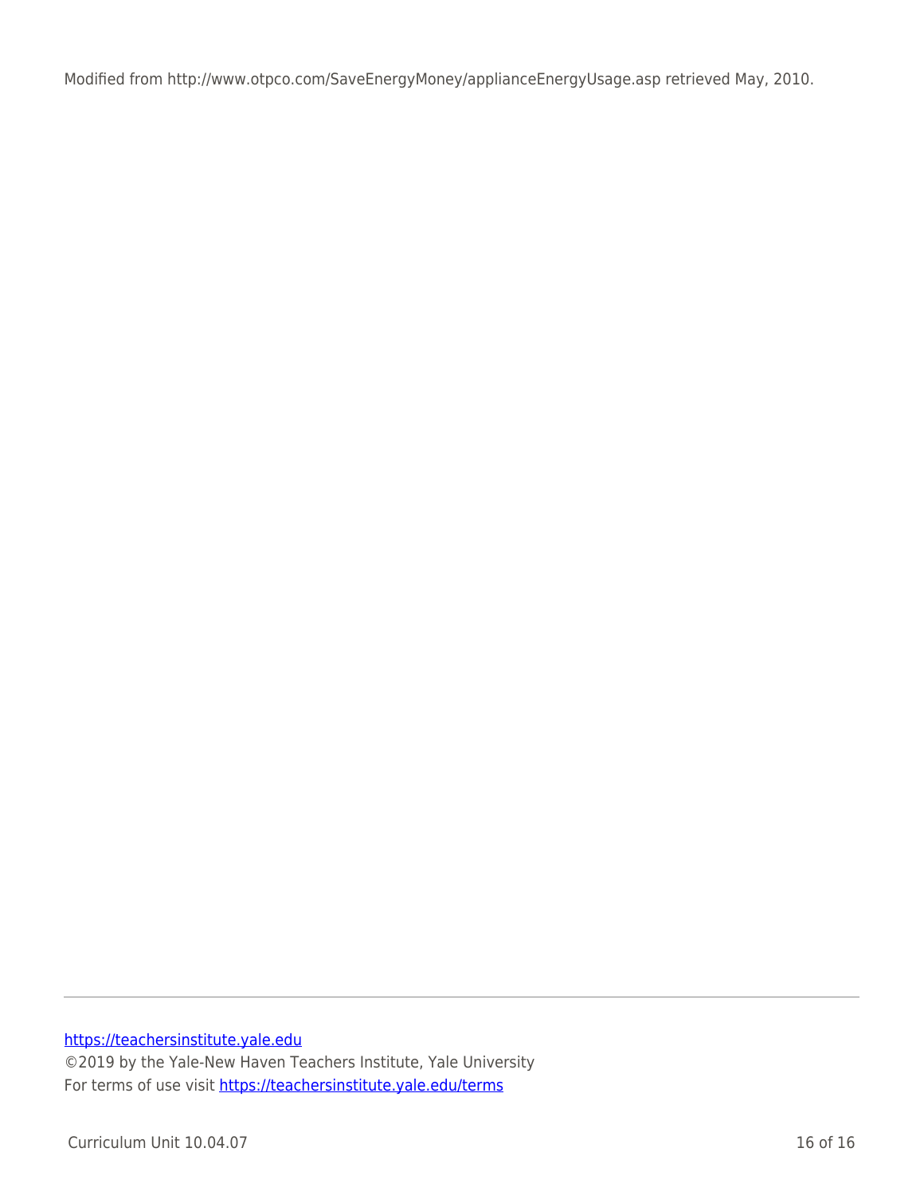Modified from http://www.otpco.com/SaveEnergyMoney/applianceEnergyUsage.asp retrieved May, 2010.